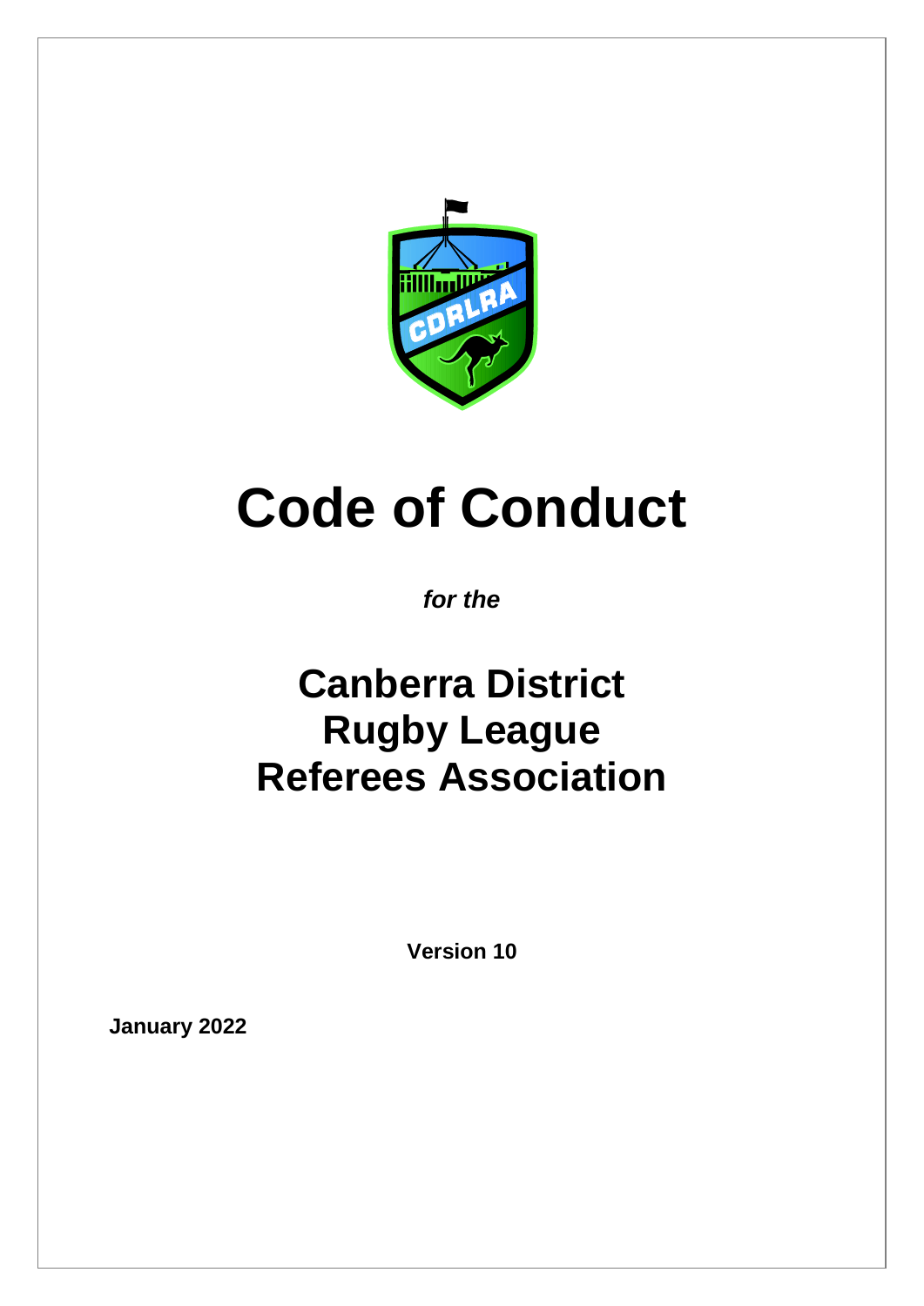# Code of Conduct

***for the***

## Canberra District Rugby League Referees Association

**Version 10**

**January 2022**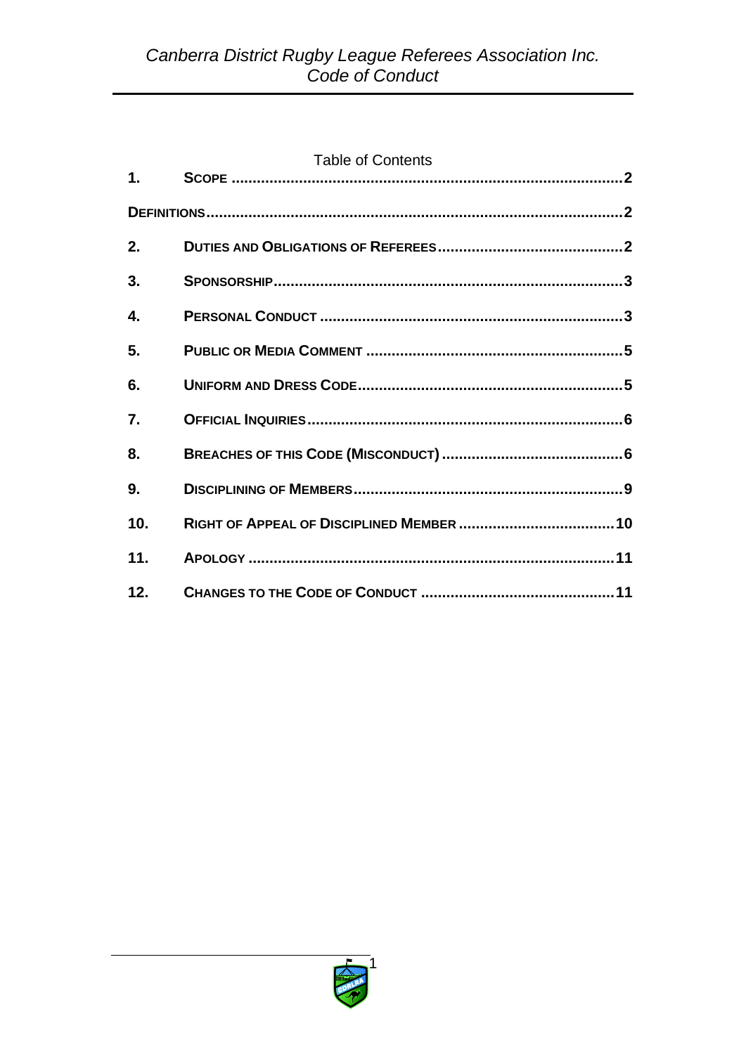Table of Contents

| | | |
|---|---|---|
| 1. | **SCOPE** | 2 |
| **DEFINITIONS** | | 2 |
| 2. | **DUTIES AND OBLIGATIONS OF REFEREES** | 2 |
| 3. | **SPONSORSHIP** | 3 |
| 4. | **PERSONAL CONDUCT** | 3 |
| 5. | **PUBLIC OR MEDIA COMMENT** | 5 |
| 6. | **UNIFORM AND DRESS CODE** | 5 |
| 7. | **OFFICIAL INQUIRIES** | 6 |
| 8. | **BREACHES OF THIS CODE (MISCONDUCT)** | 6 |
| 9. | **DISCIPLINING OF MEMBERS** | 9 |
| 10. | **RIGHT OF APPEAL OF DISCIPLINED MEMBER** | 10 |
| 11. | **APOLOGY** | 11 |
| 12. | **CHANGES TO THE CODE OF CONDUCT** | 11 |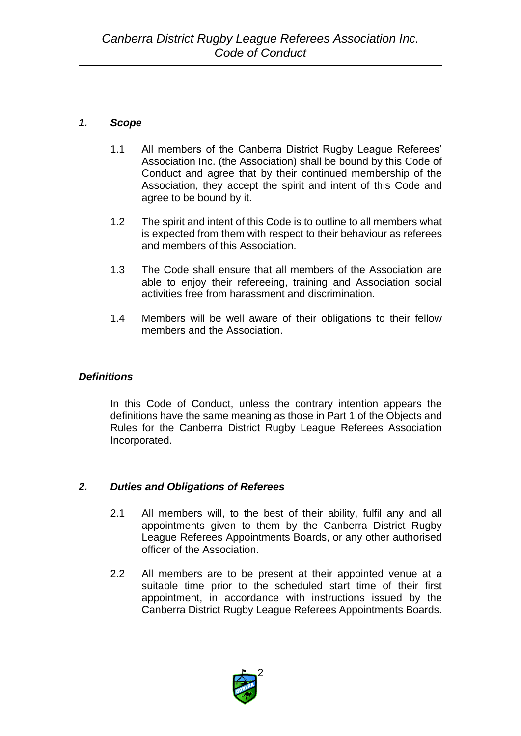## *1. Scope*

1.1 All members of the Canberra District Rugby League Referees' Association Inc. (the Association) shall be bound by this Code of Conduct and agree that by their continued membership of the Association, they accept the spirit and intent of this Code and agree to be bound by it.

1.2 The spirit and intent of this Code is to outline to all members what is expected from them with respect to their behaviour as referees and members of this Association.

1.3 The Code shall ensure that all members of the Association are able to enjoy their refereeing, training and Association social activities free from harassment and discrimination.

1.4 Members will be well aware of their obligations to their fellow members and the Association.

## *Definitions*

In this Code of Conduct, unless the contrary intention appears the definitions have the same meaning as those in Part 1 of the Objects and Rules for the Canberra District Rugby League Referees Association Incorporated.

## *2. Duties and Obligations of Referees*

2.1 All members will, to the best of their ability, fulfil any and all appointments given to them by the Canberra District Rugby League Referees Appointments Boards, or any other authorised officer of the Association.

2.2 All members are to be present at their appointed venue at a suitable time prior to the scheduled start time of their first appointment, in accordance with instructions issued by the Canberra District Rugby League Referees Appointments Boards.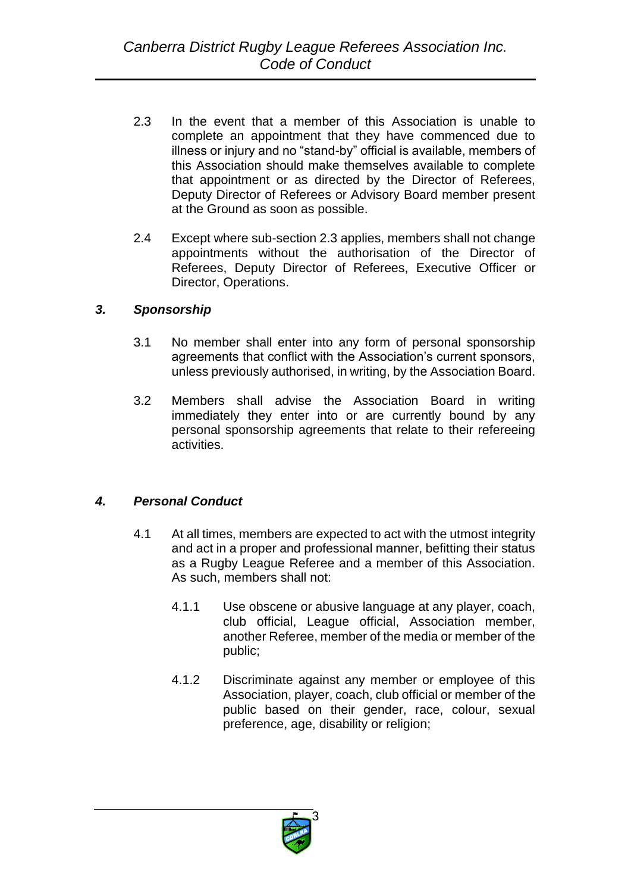2.3 In the event that a member of this Association is unable to complete an appointment that they have commenced due to illness or injury and no "stand-by" official is available, members of this Association should make themselves available to complete that appointment or as directed by the Director of Referees, Deputy Director of Referees or Advisory Board member present at the Ground as soon as possible.

2.4 Except where sub-section 2.3 applies, members shall not change appointments without the authorisation of the Director of Referees, Deputy Director of Referees, Executive Officer or Director, Operations.

### *3. Sponsorship*

3.1 No member shall enter into any form of personal sponsorship agreements that conflict with the Association's current sponsors, unless previously authorised, in writing, by the Association Board.

3.2 Members shall advise the Association Board in writing immediately they enter into or are currently bound by any personal sponsorship agreements that relate to their refereeing activities.

### *4. Personal Conduct*

4.1 At all times, members are expected to act with the utmost integrity and act in a proper and professional manner, befitting their status as a Rugby League Referee and a member of this Association. As such, members shall not:

4.1.1 Use obscene or abusive language at any player, coach, club official, League official, Association member, another Referee, member of the media or member of the public;

4.1.2 Discriminate against any member or employee of this Association, player, coach, club official or member of the public based on their gender, race, colour, sexual preference, age, disability or religion;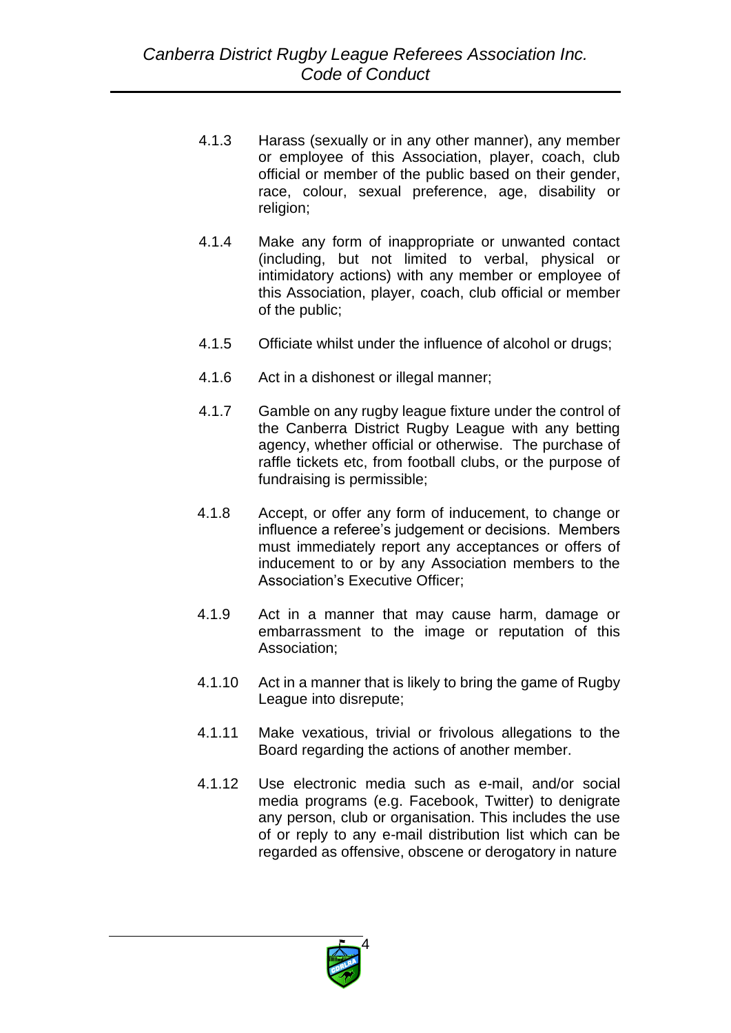4.1.3 Harass (sexually or in any other manner), any member or employee of this Association, player, coach, club official or member of the public based on their gender, race, colour, sexual preference, age, disability or religion;

4.1.4 Make any form of inappropriate or unwanted contact (including, but not limited to verbal, physical or intimidatory actions) with any member or employee of this Association, player, coach, club official or member of the public;

4.1.5 Officiate whilst under the influence of alcohol or drugs;

4.1.6 Act in a dishonest or illegal manner;

4.1.7 Gamble on any rugby league fixture under the control of the Canberra District Rugby League with any betting agency, whether official or otherwise. The purchase of raffle tickets etc, from football clubs, or the purpose of fundraising is permissible;

4.1.8 Accept, or offer any form of inducement, to change or influence a referee's judgement or decisions. Members must immediately report any acceptances or offers of inducement to or by any Association members to the Association's Executive Officer;

4.1.9 Act in a manner that may cause harm, damage or embarrassment to the image or reputation of this Association;

4.1.10 Act in a manner that is likely to bring the game of Rugby League into disrepute;

4.1.11 Make vexatious, trivial or frivolous allegations to the Board regarding the actions of another member.

4.1.12 Use electronic media such as e-mail, and/or social media programs (e.g. Facebook, Twitter) to denigrate any person, club or organisation. This includes the use of or reply to any e-mail distribution list which can be regarded as offensive, obscene or derogatory in nature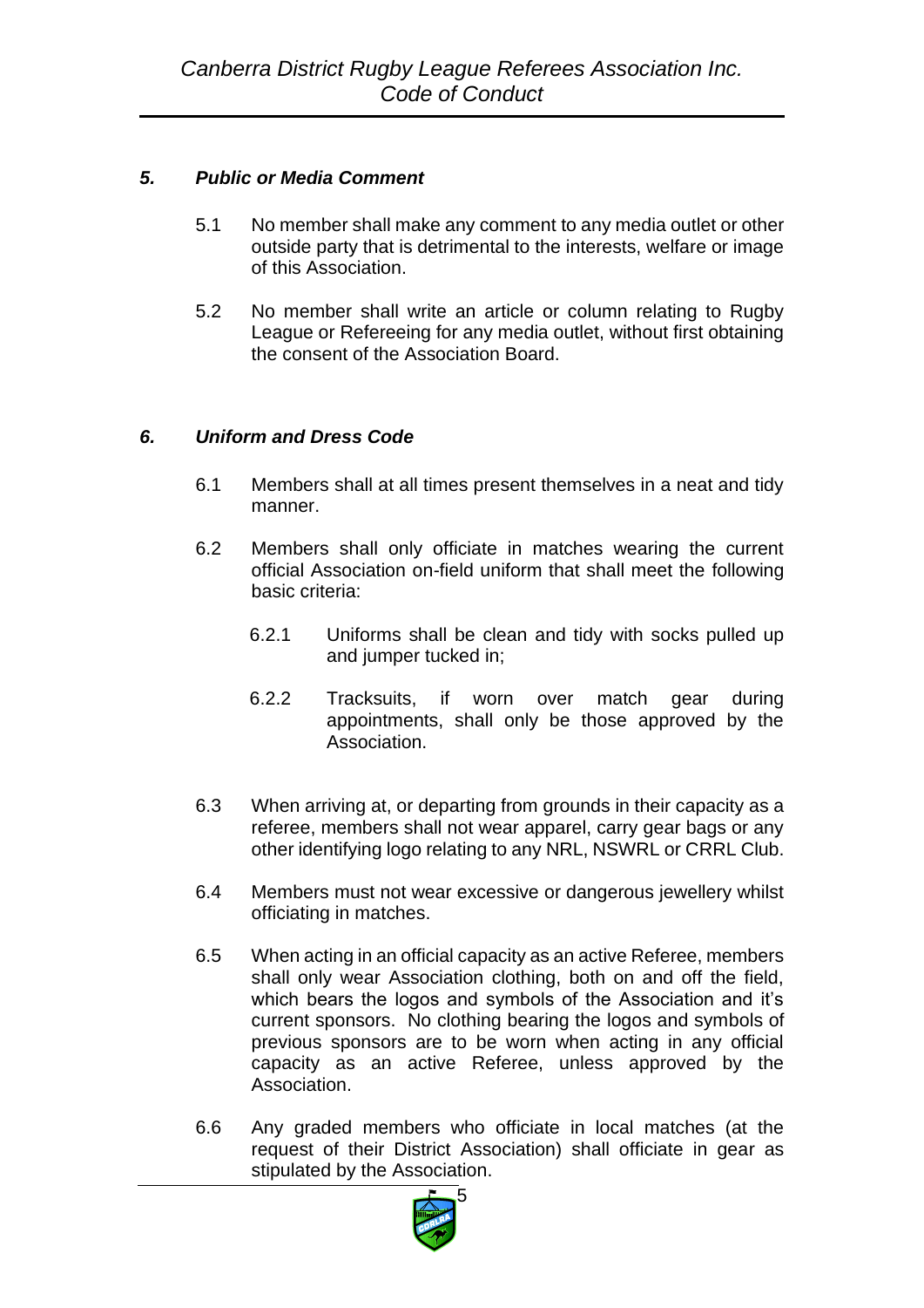## *5. Public or Media Comment*

5.1 No member shall make any comment to any media outlet or other outside party that is detrimental to the interests, welfare or image of this Association.

5.2 No member shall write an article or column relating to Rugby League or Refereeing for any media outlet, without first obtaining the consent of the Association Board.

## *6. Uniform and Dress Code*

6.1 Members shall at all times present themselves in a neat and tidy manner.

6.2 Members shall only officiate in matches wearing the current official Association on-field uniform that shall meet the following basic criteria:

- 6.2.1 Uniforms shall be clean and tidy with socks pulled up and jumper tucked in;
- 6.2.2 Tracksuits, if worn over match gear during appointments, shall only be those approved by the Association.

6.3 When arriving at, or departing from grounds in their capacity as a referee, members shall not wear apparel, carry gear bags or any other identifying logo relating to any NRL, NSWRL or CRRL Club.

6.4 Members must not wear excessive or dangerous jewellery whilst officiating in matches.

6.5 When acting in an official capacity as an active Referee, members shall only wear Association clothing, both on and off the field, which bears the logos and symbols of the Association and it's current sponsors. No clothing bearing the logos and symbols of previous sponsors are to be worn when acting in any official capacity as an active Referee, unless approved by the Association.

6.6 Any graded members who officiate in local matches (at the request of their District Association) shall officiate in gear as stipulated by the Association.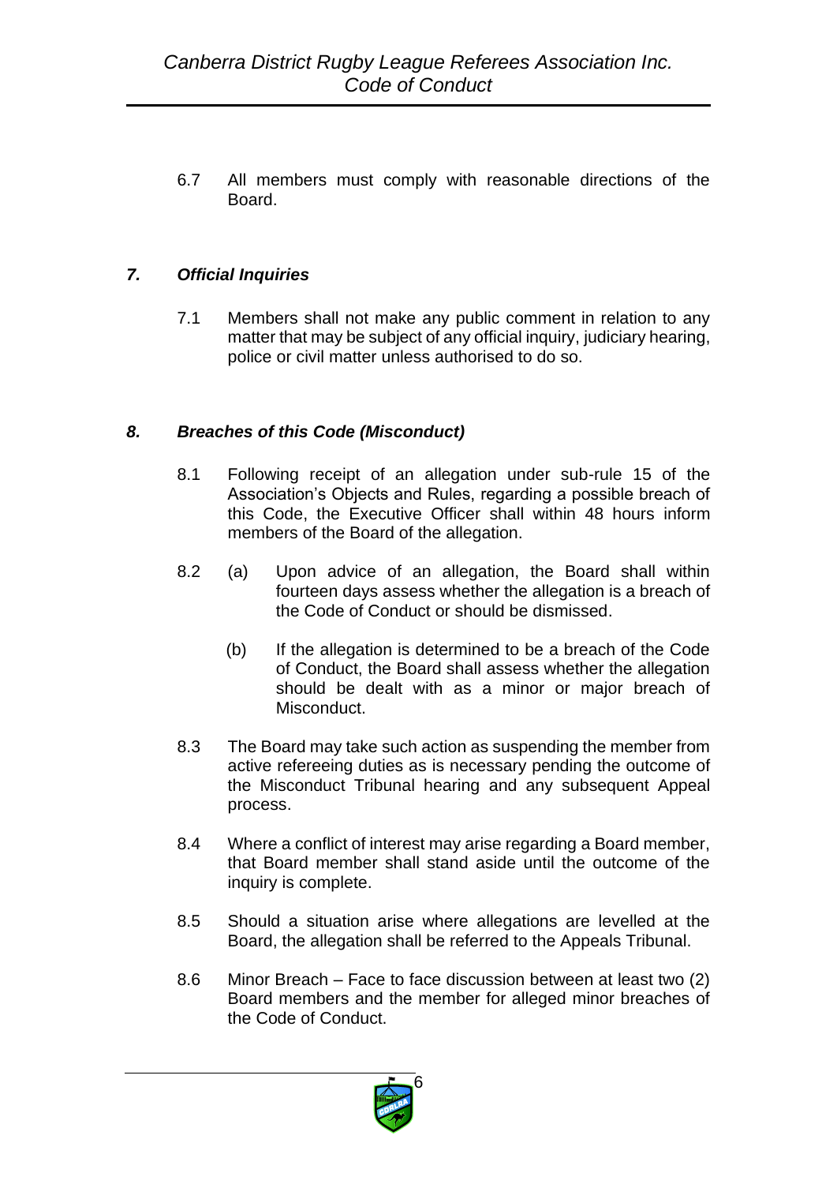6.7 All members must comply with reasonable directions of the Board.

## *7. Official Inquiries*

7.1 Members shall not make any public comment in relation to any matter that may be subject of any official inquiry, judiciary hearing, police or civil matter unless authorised to do so.

## *8. Breaches of this Code (Misconduct)*

8.1 Following receipt of an allegation under sub-rule 15 of the Association's Objects and Rules, regarding a possible breach of this Code, the Executive Officer shall within 48 hours inform members of the Board of the allegation.

8.2 (a) Upon advice of an allegation, the Board shall within fourteen days assess whether the allegation is a breach of the Code of Conduct or should be dismissed.

(b) If the allegation is determined to be a breach of the Code of Conduct, the Board shall assess whether the allegation should be dealt with as a minor or major breach of Misconduct.

8.3 The Board may take such action as suspending the member from active refereeing duties as is necessary pending the outcome of the Misconduct Tribunal hearing and any subsequent Appeal process.

8.4 Where a conflict of interest may arise regarding a Board member, that Board member shall stand aside until the outcome of the inquiry is complete.

8.5 Should a situation arise where allegations are levelled at the Board, the allegation shall be referred to the Appeals Tribunal.

8.6 Minor Breach – Face to face discussion between at least two (2) Board members and the member for alleged minor breaches of the Code of Conduct.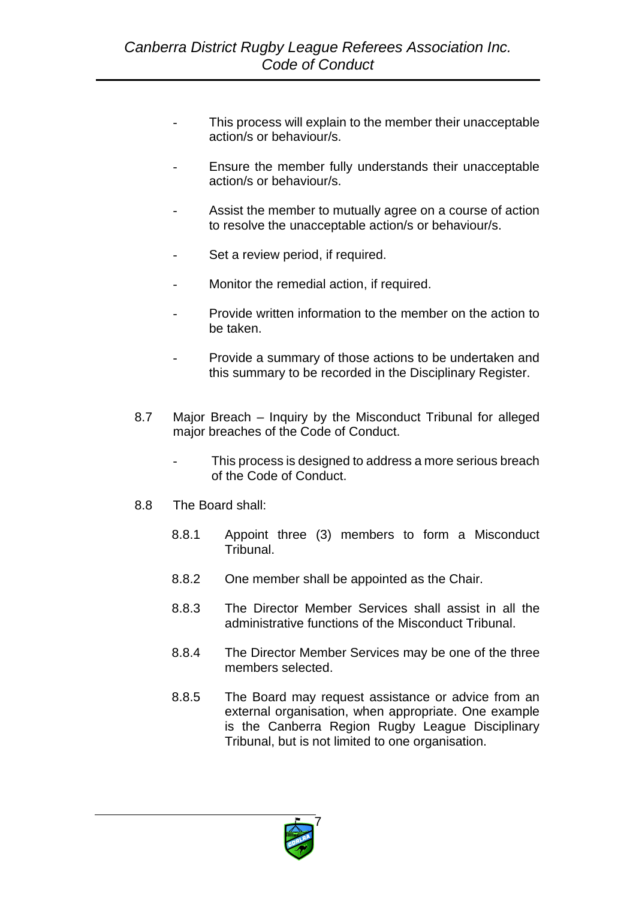- This process will explain to the member their unacceptable action/s or behaviour/s.
- Ensure the member fully understands their unacceptable action/s or behaviour/s.
- Assist the member to mutually agree on a course of action to resolve the unacceptable action/s or behaviour/s.
- Set a review period, if required.
- Monitor the remedial action, if required.
- Provide written information to the member on the action to be taken.
- Provide a summary of those actions to be undertaken and this summary to be recorded in the Disciplinary Register.

8.7 Major Breach – Inquiry by the Misconduct Tribunal for alleged major breaches of the Code of Conduct.

- This process is designed to address a more serious breach of the Code of Conduct.

8.8 The Board shall:

8.8.1 Appoint three (3) members to form a Misconduct Tribunal.

8.8.2 One member shall be appointed as the Chair.

8.8.3 The Director Member Services shall assist in all the administrative functions of the Misconduct Tribunal.

8.8.4 The Director Member Services may be one of the three members selected.

8.8.5 The Board may request assistance or advice from an external organisation, when appropriate. One example is the Canberra Region Rugby League Disciplinary Tribunal, but is not limited to one organisation.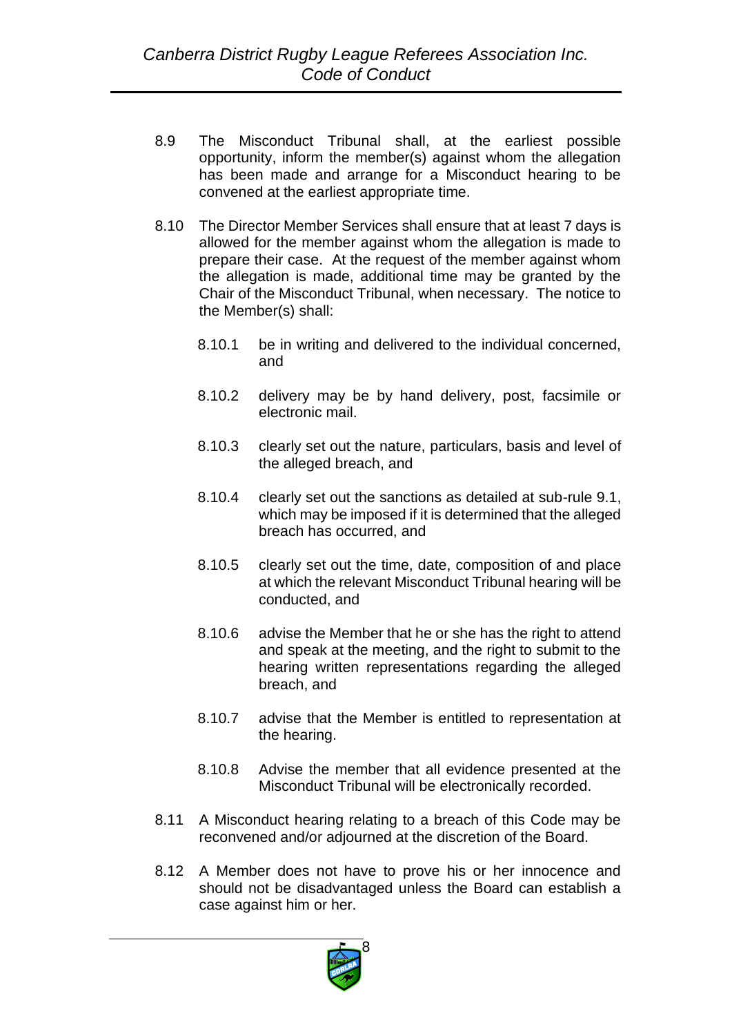8.9 The Misconduct Tribunal shall, at the earliest possible opportunity, inform the member(s) against whom the allegation has been made and arrange for a Misconduct hearing to be convened at the earliest appropriate time.

8.10 The Director Member Services shall ensure that at least 7 days is allowed for the member against whom the allegation is made to prepare their case. At the request of the member against whom the allegation is made, additional time may be granted by the Chair of the Misconduct Tribunal, when necessary. The notice to the Member(s) shall:

  8.10.1 be in writing and delivered to the individual concerned, and

  8.10.2 delivery may be by hand delivery, post, facsimile or electronic mail.

  8.10.3 clearly set out the nature, particulars, basis and level of the alleged breach, and

  8.10.4 clearly set out the sanctions as detailed at sub-rule 9.1, which may be imposed if it is determined that the alleged breach has occurred, and

  8.10.5 clearly set out the time, date, composition of and place at which the relevant Misconduct Tribunal hearing will be conducted, and

  8.10.6 advise the Member that he or she has the right to attend and speak at the meeting, and the right to submit to the hearing written representations regarding the alleged breach, and

  8.10.7 advise that the Member is entitled to representation at the hearing.

  8.10.8 Advise the member that all evidence presented at the Misconduct Tribunal will be electronically recorded.

8.11 A Misconduct hearing relating to a breach of this Code may be reconvened and/or adjourned at the discretion of the Board.

8.12 A Member does not have to prove his or her innocence and should not be disadvantaged unless the Board can establish a case against him or her.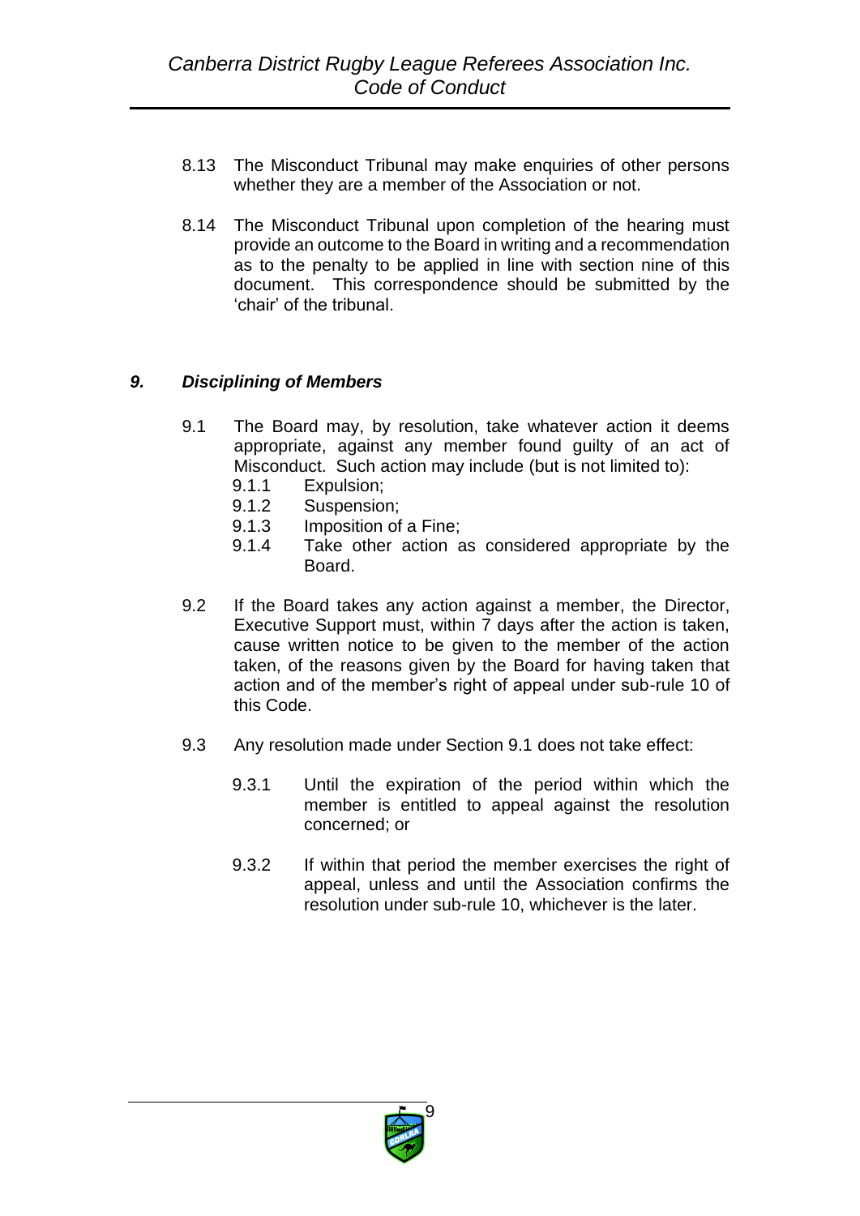8.13 The Misconduct Tribunal may make enquiries of other persons whether they are a member of the Association or not.

8.14 The Misconduct Tribunal upon completion of the hearing must provide an outcome to the Board in writing and a recommendation as to the penalty to be applied in line with section nine of this document. This correspondence should be submitted by the 'chair' of the tribunal.

## *9. Disciplining of Members*

9.1 The Board may, by resolution, take whatever action it deems appropriate, against any member found guilty of an act of Misconduct. Such action may include (but is not limited to):

- 9.1.1 Expulsion;
- 9.1.2 Suspension;
- 9.1.3 Imposition of a Fine;
- 9.1.4 Take other action as considered appropriate by the Board.

9.2 If the Board takes any action against a member, the Director, Executive Support must, within 7 days after the action is taken, cause written notice to be given to the member of the action taken, of the reasons given by the Board for having taken that action and of the member's right of appeal under sub-rule 10 of this Code.

9.3 Any resolution made under Section 9.1 does not take effect:

- 9.3.1 Until the expiration of the period within which the member is entitled to appeal against the resolution concerned; or
- 9.3.2 If within that period the member exercises the right of appeal, unless and until the Association confirms the resolution under sub-rule 10, whichever is the later.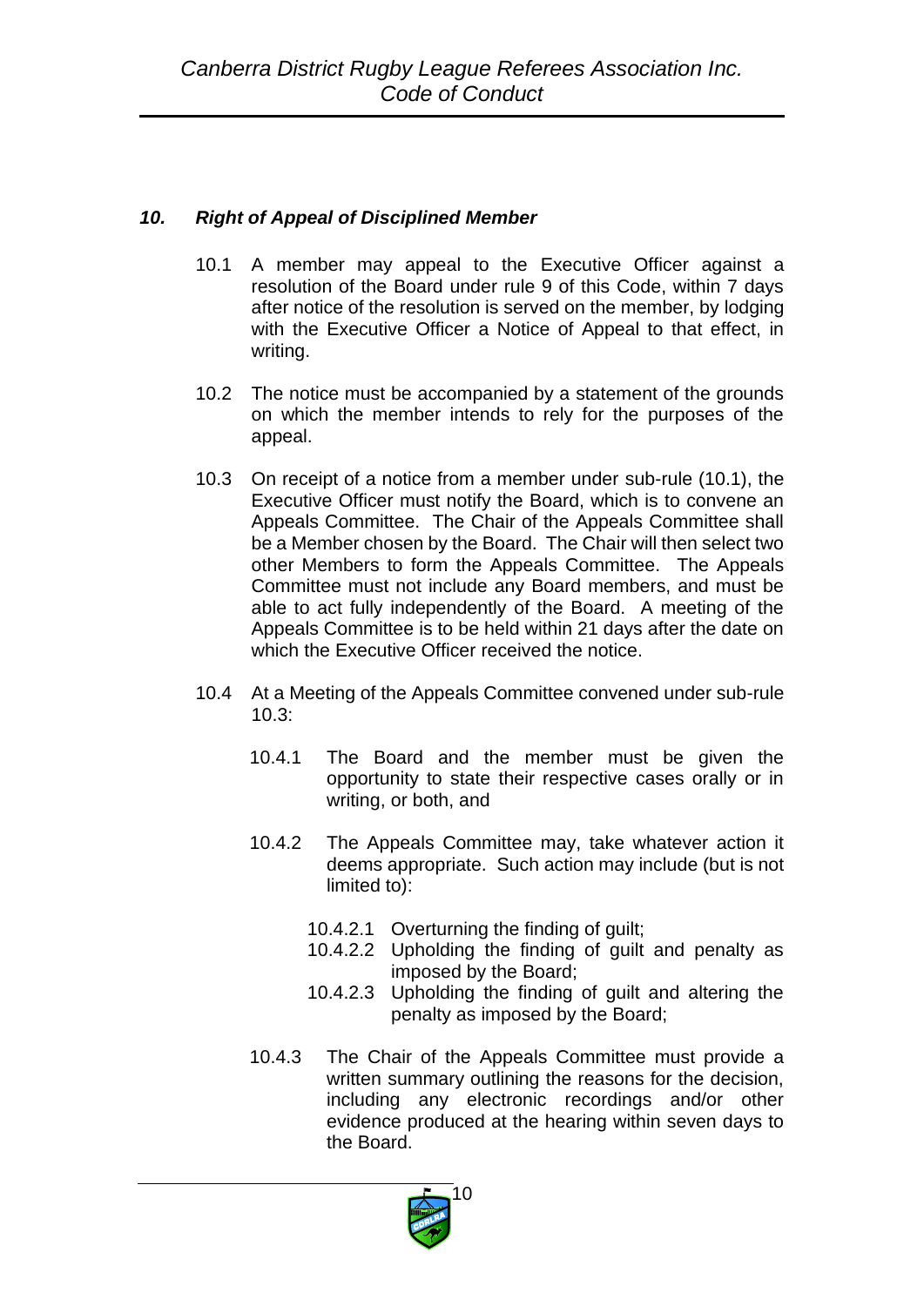## *10. Right of Appeal of Disciplined Member*

10.1 A member may appeal to the Executive Officer against a resolution of the Board under rule 9 of this Code, within 7 days after notice of the resolution is served on the member, by lodging with the Executive Officer a Notice of Appeal to that effect, in writing.

10.2 The notice must be accompanied by a statement of the grounds on which the member intends to rely for the purposes of the appeal.

10.3 On receipt of a notice from a member under sub-rule (10.1), the Executive Officer must notify the Board, which is to convene an Appeals Committee. The Chair of the Appeals Committee shall be a Member chosen by the Board. The Chair will then select two other Members to form the Appeals Committee. The Appeals Committee must not include any Board members, and must be able to act fully independently of the Board. A meeting of the Appeals Committee is to be held within 21 days after the date on which the Executive Officer received the notice.

10.4 At a Meeting of the Appeals Committee convened under sub-rule 10.3:

10.4.1 The Board and the member must be given the opportunity to state their respective cases orally or in writing, or both, and

10.4.2 The Appeals Committee may, take whatever action it deems appropriate. Such action may include (but is not limited to):

10.4.2.1 Overturning the finding of guilt;
10.4.2.2 Upholding the finding of guilt and penalty as imposed by the Board;
10.4.2.3 Upholding the finding of guilt and altering the penalty as imposed by the Board;

10.4.3 The Chair of the Appeals Committee must provide a written summary outlining the reasons for the decision, including any electronic recordings and/or other evidence produced at the hearing within seven days to the Board.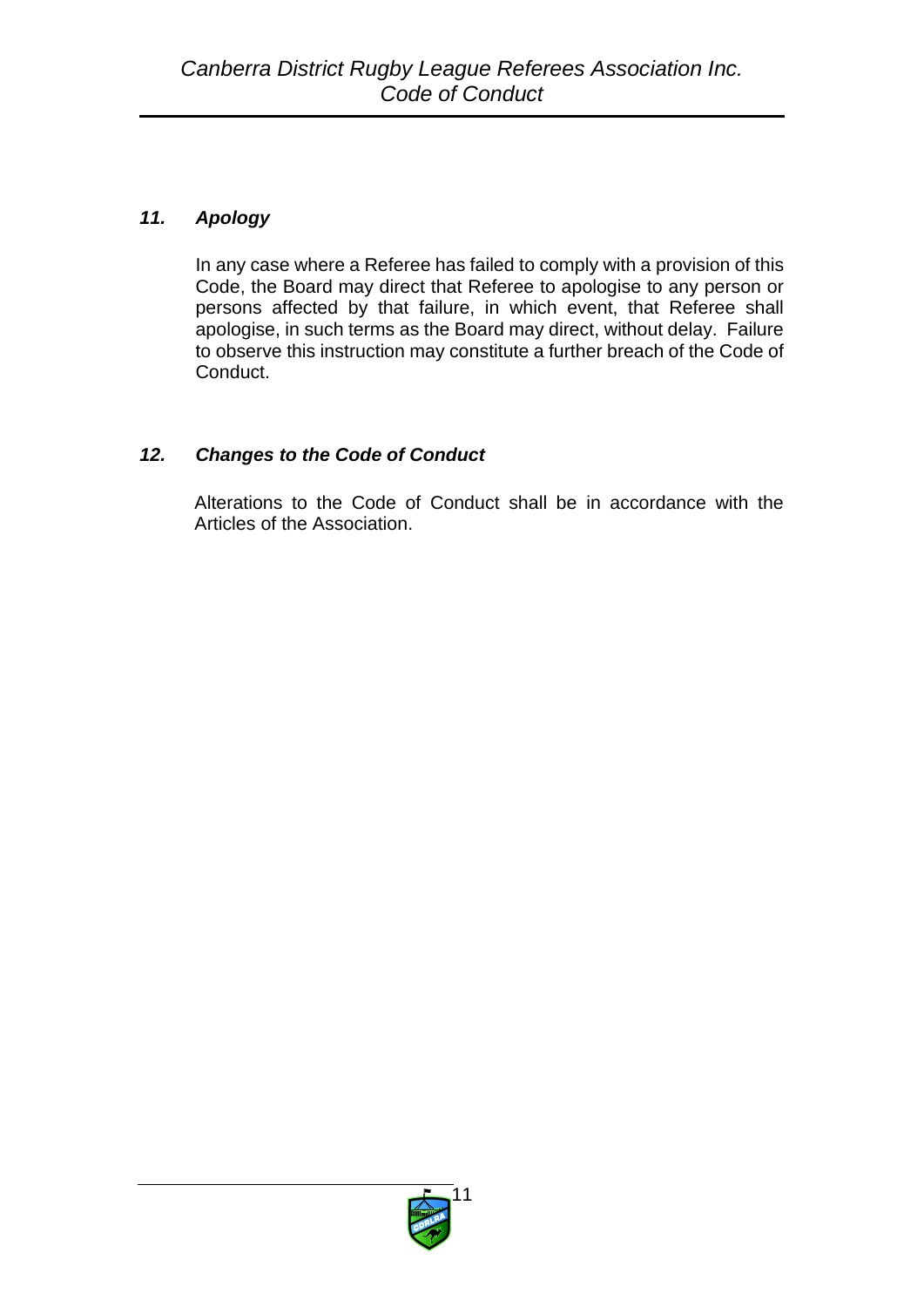### *11. Apology*

In any case where a Referee has failed to comply with a provision of this Code, the Board may direct that Referee to apologise to any person or persons affected by that failure, in which event, that Referee shall apologise, in such terms as the Board may direct, without delay. Failure to observe this instruction may constitute a further breach of the Code of Conduct.

### *12. Changes to the Code of Conduct*

Alterations to the Code of Conduct shall be in accordance with the Articles of the Association.